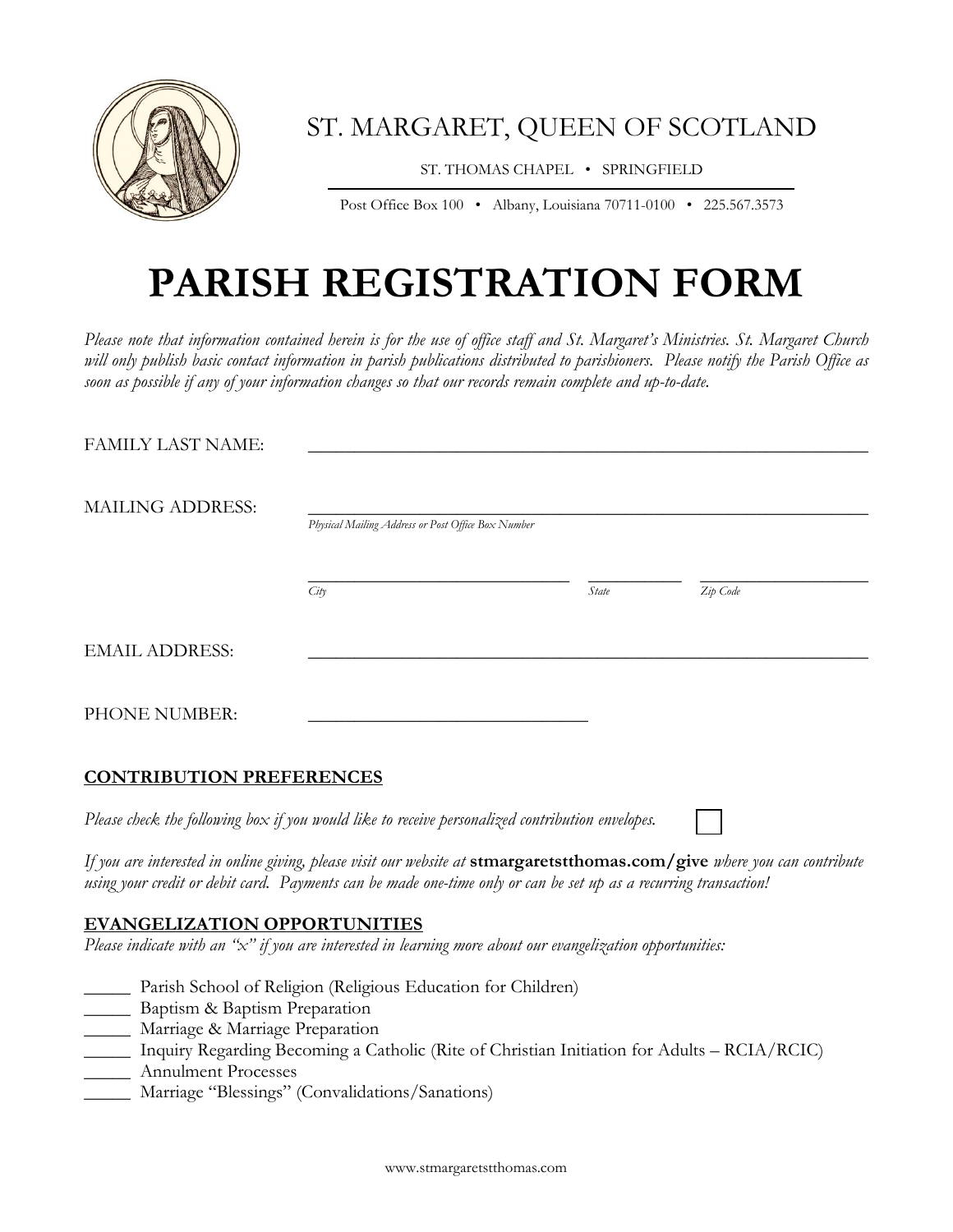ST. MARGARET, QUEEN OF SCOTLAND

ST. THOMAS CHAPEL • SPRINGFIELD

Post Office Box 100 • Albany, Louisiana 70711-0100 • 225.567.3573

# PARISH REGISTRATION FORM

*Please note that information contained herein is for the use of office staff and St. Margaret's Ministries. St. Margaret Church will only publish basic contact information in parish publications distributed to parishioners. Please notify the Parish Office as soon as possible if any of your information changes so that our records remain complete and up-to-date.*

FAMILY LAST NAME: ____________________________________________

MAILING ADDRESS: ____________________________________________
*Physical Mailing Address or Post Office Box Number*

______________________ ________ ______________
*City* *State* *Zip Code*

EMAIL ADDRESS: ____________________________________________

PHONE NUMBER: ______________________

## CONTRIBUTION PREFERENCES

*Please check the following box if you would like to receive personalized contribution envelopes.* ☐

*If you are interested in online giving, please visit our website at* **stmargaretstthomas.com/give** *where you can contribute using your credit or debit card. Payments can be made one-time only or can be set up as a recurring transaction!*

## EVANGELIZATION OPPORTUNITIES

*Please indicate with an "x" if you are interested in learning more about our evangelization opportunities:*

_____ Parish School of Religion (Religious Education for Children)
_____ Baptism & Baptism Preparation
_____ Marriage & Marriage Preparation
_____ Inquiry Regarding Becoming a Catholic (Rite of Christian Initiation for Adults – RCIA/RCIC)
_____ Annulment Processes
_____ Marriage "Blessings" (Convalidations/Sanations)

www.stmargaretstthomas.com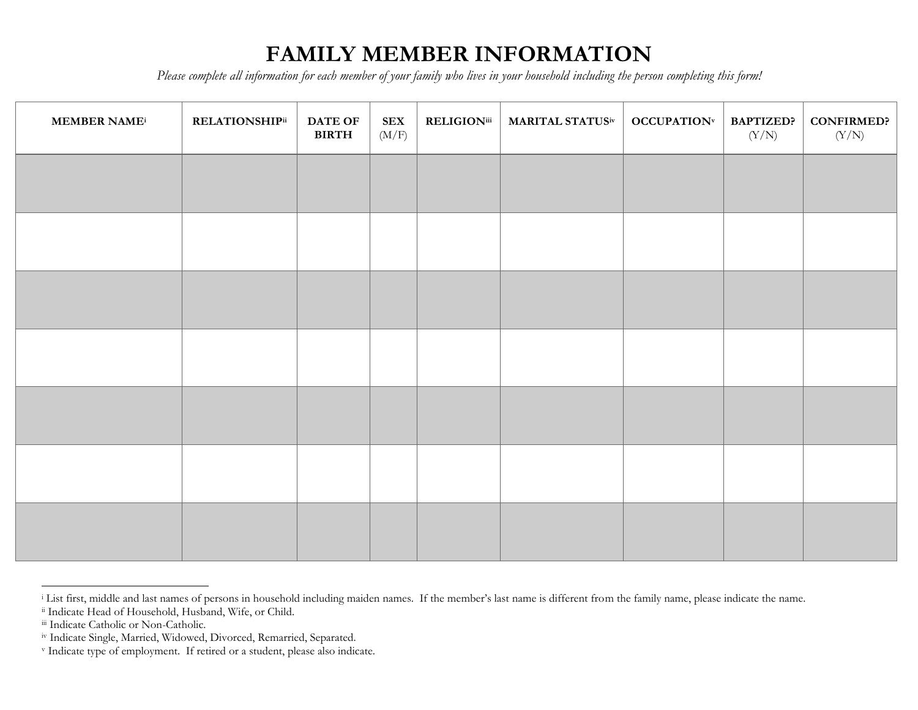# FAMILY MEMBER INFORMATION

*Please complete all information for each member of your family who lives in your household including the person completing this form!*

| MEMBER NAME[i] | RELATIONSHIP[ii] | DATE OF BIRTH | SEX (M/F) | RELIGION[iii] | MARITAL STATUS[iv] | OCCUPATION[v] | BAPTIZED? (Y/N) | CONFIRMED? (Y/N) |
|---|---|---|---|---|---|---|---|---|
| | | | | | | | | |
| | | | | | | | | |
| | | | | | | | | |
| | | | | | | | | |
| | | | | | | | | |
| | | | | | | | | |
| | | | | | | | | |

---

[i] List first, middle and last names of persons in household including maiden names. If the member's last name is different from the family name, please indicate the name.

[ii] Indicate Head of Household, Husband, Wife, or Child.

[iii] Indicate Catholic or Non-Catholic.

[iv] Indicate Single, Married, Widowed, Divorced, Remarried, Separated.

[v] Indicate type of employment. If retired or a student, please also indicate.